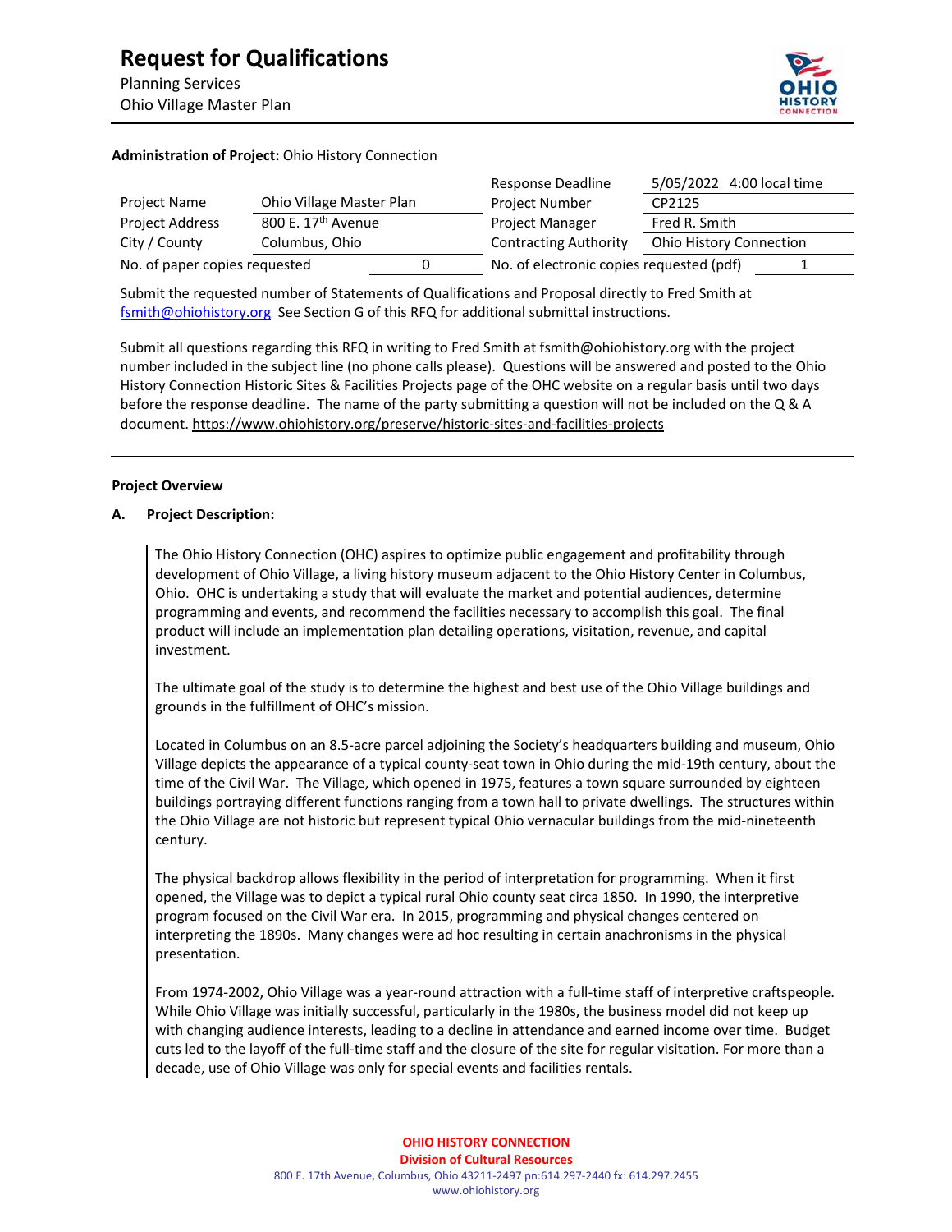# Request for Qualifications

Planning Services
Ohio Village Master Plan

**Administration of Project:** Ohio History Connection

| | | | |
|---|---|---|---|
| | | Response Deadline | 5/05/2022 4:00 local time |
| Project Name | Ohio Village Master Plan | Project Number | CP2125 |
| Project Address | 800 E. 17th Avenue | Project Manager | Fred R. Smith |
| City / County | Columbus, Ohio | Contracting Authority | Ohio History Connection |
| No. of paper copies requested | 0 | No. of electronic copies requested (pdf) | 1 |

Submit the requested number of Statements of Qualifications and Proposal directly to Fred Smith at fsmith@ohiohistory.org See Section G of this RFQ for additional submittal instructions.

Submit all questions regarding this RFQ in writing to Fred Smith at fsmith@ohiohistory.org with the project number included in the subject line (no phone calls please). Questions will be answered and posted to the Ohio History Connection Historic Sites & Facilities Projects page of the OHC website on a regular basis until two days before the response deadline. The name of the party submitting a question will not be included on the Q & A document. https://www.ohiohistory.org/preserve/historic-sites-and-facilities-projects

---

**Project Overview**

**A. Project Description:**

The Ohio History Connection (OHC) aspires to optimize public engagement and profitability through development of Ohio Village, a living history museum adjacent to the Ohio History Center in Columbus, Ohio. OHC is undertaking a study that will evaluate the market and potential audiences, determine programming and events, and recommend the facilities necessary to accomplish this goal. The final product will include an implementation plan detailing operations, visitation, revenue, and capital investment.

The ultimate goal of the study is to determine the highest and best use of the Ohio Village buildings and grounds in the fulfillment of OHC's mission.

Located in Columbus on an 8.5-acre parcel adjoining the Society's headquarters building and museum, Ohio Village depicts the appearance of a typical county-seat town in Ohio during the mid-19th century, about the time of the Civil War. The Village, which opened in 1975, features a town square surrounded by eighteen buildings portraying different functions ranging from a town hall to private dwellings. The structures within the Ohio Village are not historic but represent typical Ohio vernacular buildings from the mid-nineteenth century.

The physical backdrop allows flexibility in the period of interpretation for programming. When it first opened, the Village was to depict a typical rural Ohio county seat circa 1850. In 1990, the interpretive program focused on the Civil War era. In 2015, programming and physical changes centered on interpreting the 1890s. Many changes were ad hoc resulting in certain anachronisms in the physical presentation.

From 1974-2002, Ohio Village was a year-round attraction with a full-time staff of interpretive craftspeople. While Ohio Village was initially successful, particularly in the 1980s, the business model did not keep up with changing audience interests, leading to a decline in attendance and earned income over time. Budget cuts led to the layoff of the full-time staff and the closure of the site for regular visitation. For more than a decade, use of Ohio Village was only for special events and facilities rentals.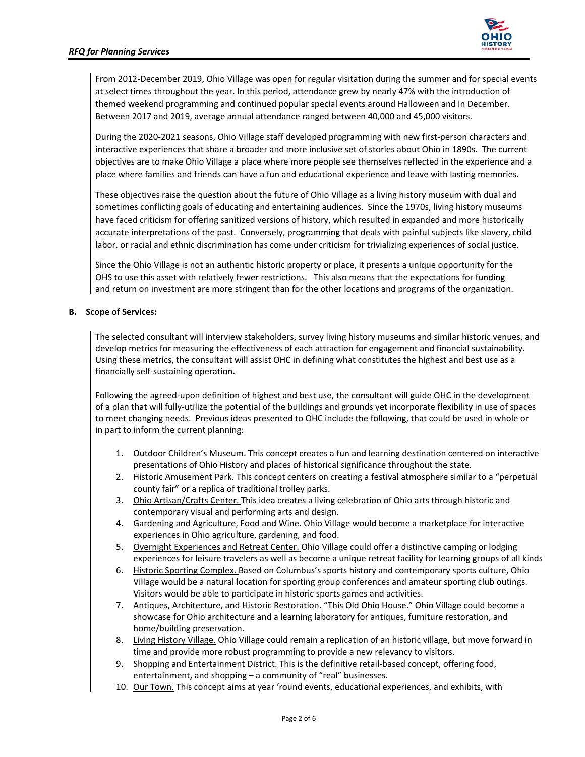From 2012-December 2019, Ohio Village was open for regular visitation during the summer and for special events at select times throughout the year. In this period, attendance grew by nearly 47% with the introduction of themed weekend programming and continued popular special events around Halloween and in December. Between 2017 and 2019, average annual attendance ranged between 40,000 and 45,000 visitors.

During the 2020-2021 seasons, Ohio Village staff developed programming with new first-person characters and interactive experiences that share a broader and more inclusive set of stories about Ohio in 1890s. The current objectives are to make Ohio Village a place where more people see themselves reflected in the experience and a place where families and friends can have a fun and educational experience and leave with lasting memories.

These objectives raise the question about the future of Ohio Village as a living history museum with dual and sometimes conflicting goals of educating and entertaining audiences. Since the 1970s, living history museums have faced criticism for offering sanitized versions of history, which resulted in expanded and more historically accurate interpretations of the past. Conversely, programming that deals with painful subjects like slavery, child labor, or racial and ethnic discrimination has come under criticism for trivializing experiences of social justice.

Since the Ohio Village is not an authentic historic property or place, it presents a unique opportunity for the OHS to use this asset with relatively fewer restrictions. This also means that the expectations for funding and return on investment are more stringent than for the other locations and programs of the organization.

**B. Scope of Services:**

The selected consultant will interview stakeholders, survey living history museums and similar historic venues, and develop metrics for measuring the effectiveness of each attraction for engagement and financial sustainability. Using these metrics, the consultant will assist OHC in defining what constitutes the highest and best use as a financially self-sustaining operation.

Following the agreed-upon definition of highest and best use, the consultant will guide OHC in the development of a plan that will fully-utilize the potential of the buildings and grounds yet incorporate flexibility in use of spaces to meet changing needs. Previous ideas presented to OHC include the following, that could be used in whole or in part to inform the current planning:

1. Outdoor Children's Museum. This concept creates a fun and learning destination centered on interactive presentations of Ohio History and places of historical significance throughout the state.
2. Historic Amusement Park. This concept centers on creating a festival atmosphere similar to a "perpetual county fair" or a replica of traditional trolley parks.
3. Ohio Artisan/Crafts Center. This idea creates a living celebration of Ohio arts through historic and contemporary visual and performing arts and design.
4. Gardening and Agriculture, Food and Wine. Ohio Village would become a marketplace for interactive experiences in Ohio agriculture, gardening, and food.
5. Overnight Experiences and Retreat Center. Ohio Village could offer a distinctive camping or lodging experiences for leisure travelers as well as become a unique retreat facility for learning groups of all kinds
6. Historic Sporting Complex. Based on Columbus's sports history and contemporary sports culture, Ohio Village would be a natural location for sporting group conferences and amateur sporting club outings. Visitors would be able to participate in historic sports games and activities.
7. Antiques, Architecture, and Historic Restoration. "This Old Ohio House." Ohio Village could become a showcase for Ohio architecture and a learning laboratory for antiques, furniture restoration, and home/building preservation.
8. Living History Village. Ohio Village could remain a replication of an historic village, but move forward in time and provide more robust programming to provide a new relevancy to visitors.
9. Shopping and Entertainment District. This is the definitive retail-based concept, offering food, entertainment, and shopping – a community of "real" businesses.
10. Our Town. This concept aims at year 'round events, educational experiences, and exhibits, with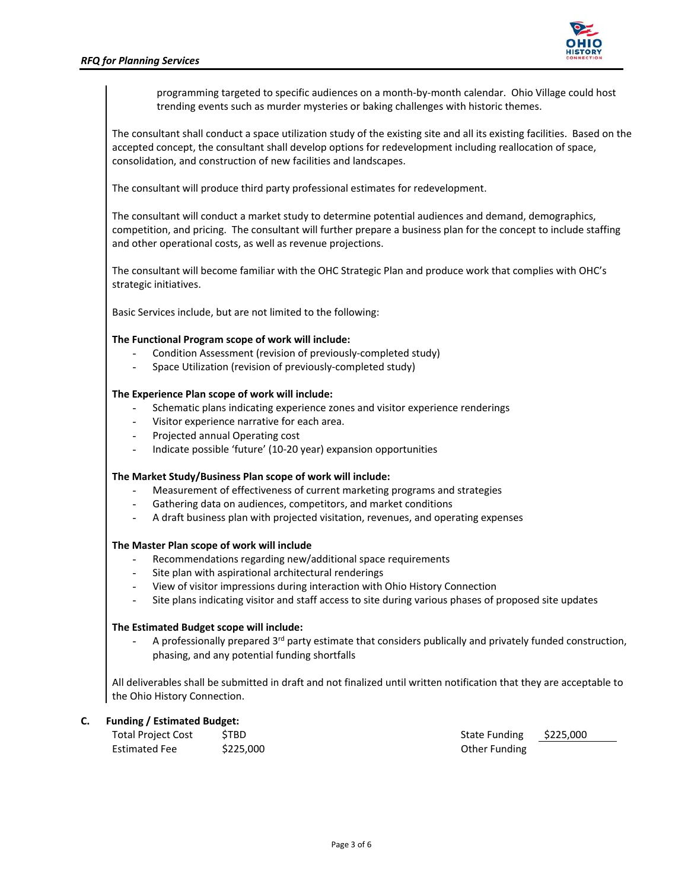programming targeted to specific audiences on a month-by-month calendar. Ohio Village could host trending events such as murder mysteries or baking challenges with historic themes.

The consultant shall conduct a space utilization study of the existing site and all its existing facilities. Based on the accepted concept, the consultant shall develop options for redevelopment including reallocation of space, consolidation, and construction of new facilities and landscapes.

The consultant will produce third party professional estimates for redevelopment.

The consultant will conduct a market study to determine potential audiences and demand, demographics, competition, and pricing. The consultant will further prepare a business plan for the concept to include staffing and other operational costs, as well as revenue projections.

The consultant will become familiar with the OHC Strategic Plan and produce work that complies with OHC's strategic initiatives.

Basic Services include, but are not limited to the following:

**The Functional Program scope of work will include:**

- Condition Assessment (revision of previously-completed study)
- Space Utilization (revision of previously-completed study)

**The Experience Plan scope of work will include:**

- Schematic plans indicating experience zones and visitor experience renderings
- Visitor experience narrative for each area.
- Projected annual Operating cost
- Indicate possible 'future' (10-20 year) expansion opportunities

**The Market Study/Business Plan scope of work will include:**

- Measurement of effectiveness of current marketing programs and strategies
- Gathering data on audiences, competitors, and market conditions
- A draft business plan with projected visitation, revenues, and operating expenses

**The Master Plan scope of work will include**

- Recommendations regarding new/additional space requirements
- Site plan with aspirational architectural renderings
- View of visitor impressions during interaction with Ohio History Connection
- Site plans indicating visitor and staff access to site during various phases of proposed site updates

**The Estimated Budget scope will include:**

- A professionally prepared 3rd party estimate that considers publically and privately funded construction, phasing, and any potential funding shortfalls

All deliverables shall be submitted in draft and not finalized until written notification that they are acceptable to the Ohio History Connection.

## C. Funding / Estimated Budget:

| | | | |
|---|---|---|---|
| Total Project Cost | $TBD | State Funding | $225,000 |
| Estimated Fee | $225,000 | Other Funding | |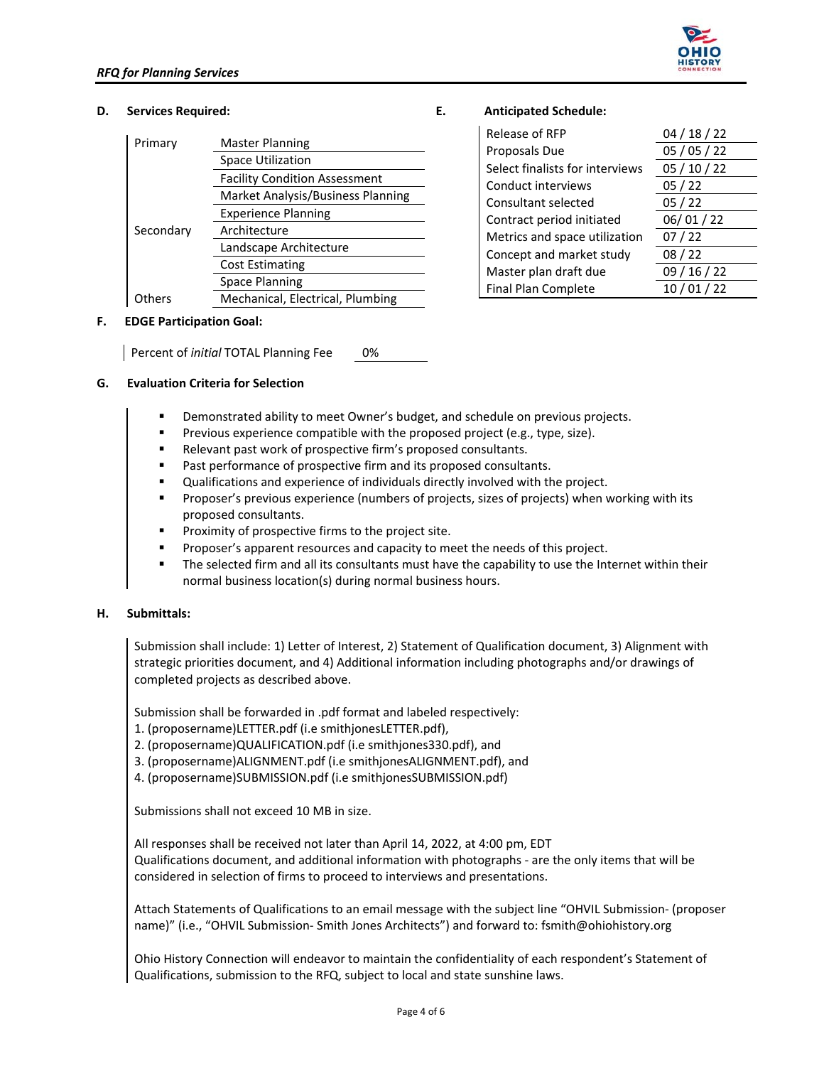**D. Services Required:**

| | |
|---|---|
| Primary | Master Planning |
| | Space Utilization |
| | Facility Condition Assessment |
| | Market Analysis/Business Planning |
| | Experience Planning |
| Secondary | Architecture |
| | Landscape Architecture |
| | Cost Estimating |
| | Space Planning |
| Others | Mechanical, Electrical, Plumbing |

**E. Anticipated Schedule:**

| | |
|---|---|
| Release of RFP | 04 / 18 / 22 |
| Proposals Due | 05 / 05 / 22 |
| Select finalists for interviews | 05 / 10 / 22 |
| Conduct interviews | 05 / 22 |
| Consultant selected | 05 / 22 |
| Contract period initiated | 06/ 01 / 22 |
| Metrics and space utilization | 07 / 22 |
| Concept and market study | 08 / 22 |
| Master plan draft due | 09 / 16 / 22 |
| Final Plan Complete | 10 / 01 / 22 |

**F. EDGE Participation Goal:**

Percent of *initial* TOTAL Planning Fee 0%

**G. Evaluation Criteria for Selection**

- Demonstrated ability to meet Owner's budget, and schedule on previous projects.
- Previous experience compatible with the proposed project (e.g., type, size).
- Relevant past work of prospective firm's proposed consultants.
- Past performance of prospective firm and its proposed consultants.
- Qualifications and experience of individuals directly involved with the project.
- Proposer's previous experience (numbers of projects, sizes of projects) when working with its proposed consultants.
- Proximity of prospective firms to the project site.
- Proposer's apparent resources and capacity to meet the needs of this project.
- The selected firm and all its consultants must have the capability to use the Internet within their normal business location(s) during normal business hours.

**H. Submittals:**

Submission shall include: 1) Letter of Interest, 2) Statement of Qualification document, 3) Alignment with strategic priorities document, and 4) Additional information including photographs and/or drawings of completed projects as described above.

Submission shall be forwarded in .pdf format and labeled respectively:
1. (proposername)LETTER.pdf (i.e smithjonesLETTER.pdf),
2. (proposername)QUALIFICATION.pdf (i.e smithjones330.pdf), and
3. (proposername)ALIGNMENT.pdf (i.e smithjonesALIGNMENT.pdf), and
4. (proposername)SUBMISSION.pdf (i.e smithjonesSUBMISSION.pdf)

Submissions shall not exceed 10 MB in size.

All responses shall be received not later than April 14, 2022, at 4:00 pm, EDT
Qualifications document, and additional information with photographs - are the only items that will be considered in selection of firms to proceed to interviews and presentations.

Attach Statements of Qualifications to an email message with the subject line "OHVIL Submission- (proposer name)" (i.e., "OHVIL Submission- Smith Jones Architects") and forward to: fsmith@ohiohistory.org

Ohio History Connection will endeavor to maintain the confidentiality of each respondent's Statement of Qualifications, submission to the RFQ, subject to local and state sunshine laws.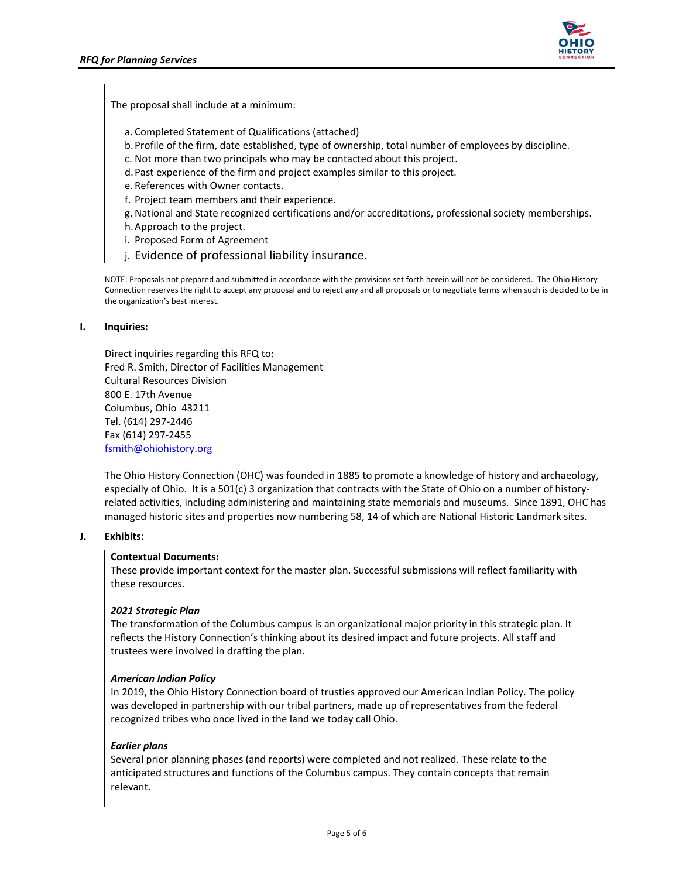The proposal shall include at a minimum:

a. Completed Statement of Qualifications (attached)
b. Profile of the firm, date established, type of ownership, total number of employees by discipline.
c. Not more than two principals who may be contacted about this project.
d. Past experience of the firm and project examples similar to this project.
e. References with Owner contacts.
f. Project team members and their experience.
g. National and State recognized certifications and/or accreditations, professional society memberships.
h. Approach to the project.
i. Proposed Form of Agreement
j. Evidence of professional liability insurance.

NOTE: Proposals not prepared and submitted in accordance with the provisions set forth herein will not be considered. The Ohio History Connection reserves the right to accept any proposal and to reject any and all proposals or to negotiate terms when such is decided to be in the organization's best interest.

**I. Inquiries:**

Direct inquiries regarding this RFQ to:
Fred R. Smith, Director of Facilities Management
Cultural Resources Division
800 E. 17th Avenue
Columbus, Ohio 43211
Tel. (614) 297-2446
Fax (614) 297-2455
fsmith@ohiohistory.org

The Ohio History Connection (OHC) was founded in 1885 to promote a knowledge of history and archaeology, especially of Ohio. It is a 501(c) 3 organization that contracts with the State of Ohio on a number of history-related activities, including administering and maintaining state memorials and museums. Since 1891, OHC has managed historic sites and properties now numbering 58, 14 of which are National Historic Landmark sites.

**J. Exhibits:**

**Contextual Documents:**
These provide important context for the master plan. Successful submissions will reflect familiarity with these resources.

***2021 Strategic Plan***
The transformation of the Columbus campus is an organizational major priority in this strategic plan. It reflects the History Connection's thinking about its desired impact and future projects. All staff and trustees were involved in drafting the plan.

***American Indian Policy***
In 2019, the Ohio History Connection board of trusties approved our American Indian Policy. The policy was developed in partnership with our tribal partners, made up of representatives from the federal recognized tribes who once lived in the land we today call Ohio.

***Earlier plans***
Several prior planning phases (and reports) were completed and not realized. These relate to the anticipated structures and functions of the Columbus campus. They contain concepts that remain relevant.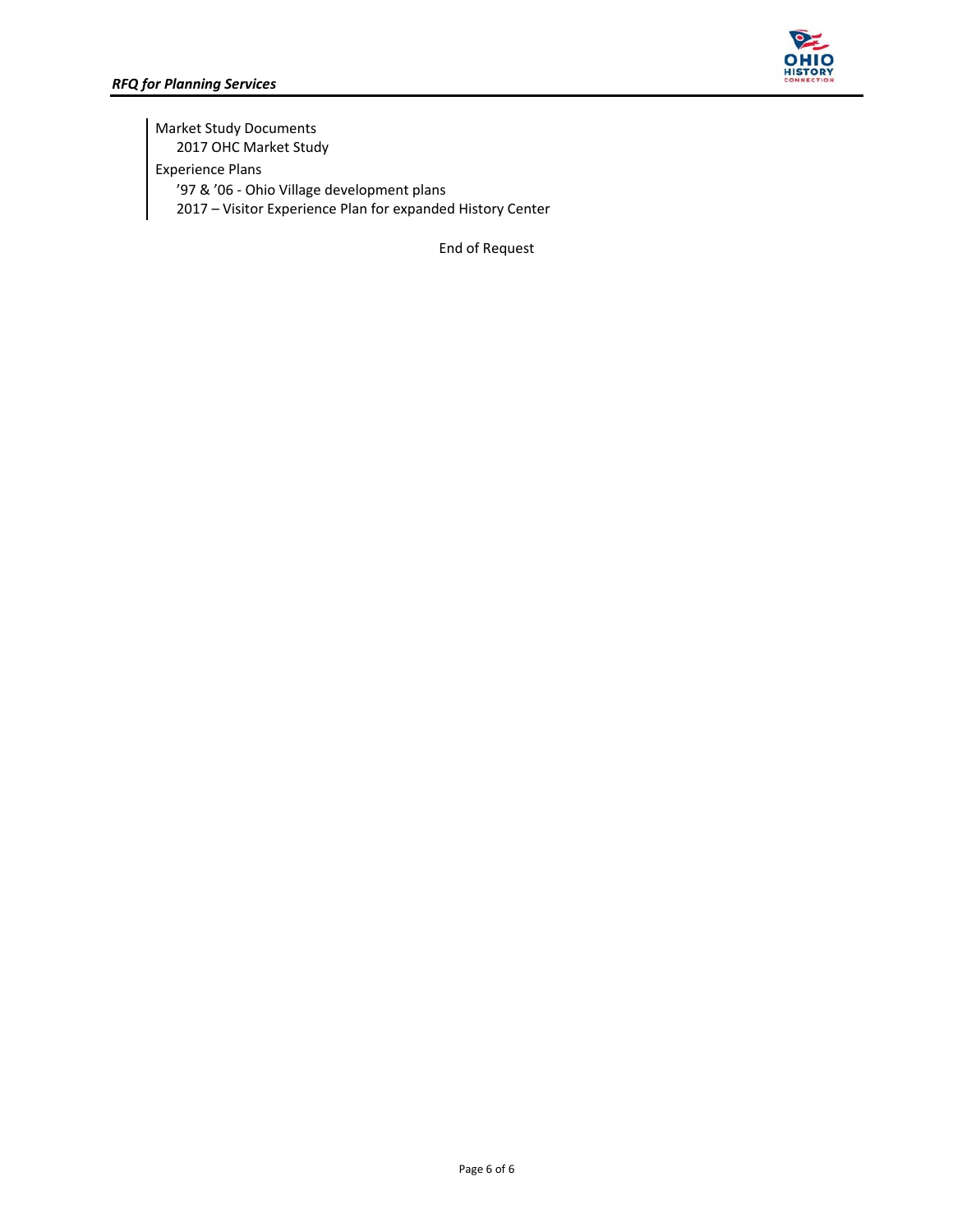Market Study Documents
- 2017 OHC Market Study

Experience Plans
- ’97 & ’06 - Ohio Village development plans
- 2017 – Visitor Experience Plan for expanded History Center

End of Request